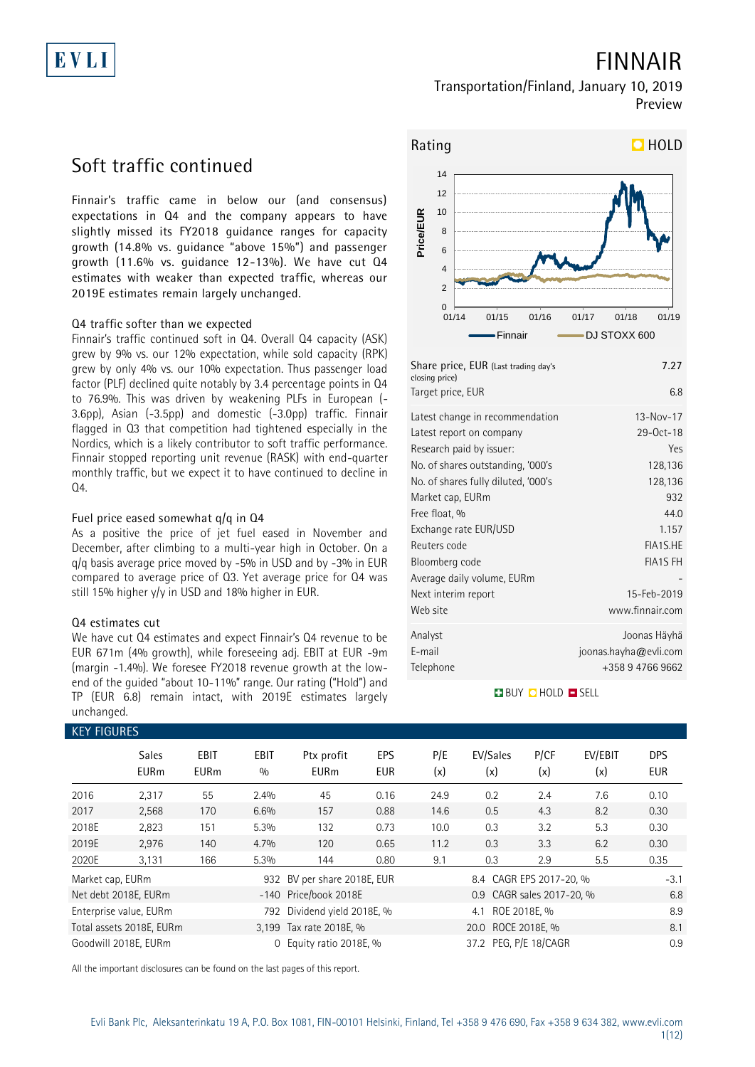# FINNAIR

Transportation/Finland, January 10, 2019

Preview

## Soft traffic continued

Finnair's traffic came in below our (and consensus) expectations in Q4 and the company appears to have slightly missed its FY2018 guidance ranges for capacity growth (14.8% vs. guidance "above 15%") and passenger growth (11.6% vs. guidance 12-13%). We have cut Q4 estimates with weaker than expected traffic, whereas our 2019E estimates remain largely unchanged.

### Q4 traffic softer than we expected

Finnair's traffic continued soft in Q4. Overall Q4 capacity (ASK) grew by 9% vs. our 12% expectation, while sold capacity (RPK) grew by only 4% vs. our 10% expectation. Thus passenger load factor (PLF) declined quite notably by 3.4 percentage points in Q4 to 76.9%. This was driven by weakening PLFs in European (-3.6pp), Asian (-3.5pp) and domestic (-3.0pp) traffic. Finnair flagged in Q3 that competition had tightened especially in the Nordics, which is a likely contributor to soft traffic performance. Finnair stopped reporting unit revenue (RASK) with end-quarter monthly traffic, but we expect it to have continued to decline in Q4.

### Fuel price eased somewhat q/q in Q4

As a positive the price of jet fuel eased in November and December, after climbing to a multi-year high in October. On a q/q basis average price moved by -5% in USD and by -3% in EUR compared to average price of Q3. Yet average price for Q4 was still 15% higher y/y in USD and 18% higher in EUR.

### Q4 estimates cut

We have cut Q4 estimates and expect Finnair's Q4 revenue to be EUR 671m (4% growth), while foreseeing adj. EBIT at EUR -9m (margin -1.4%). We foresee FY2018 revenue growth at the low-end of the guided "about 10-11%" range. Our rating ("Hold") and TP (EUR 6.8) remain intact, with 2019E estimates largely unchanged.

**Rating:** HOLD

| | |
|---|---|
| Share price, EUR (Last trading day's closing price) | 7.27 |
| Target price, EUR | 6.8 |
| Latest change in recommendation | 13-Nov-17 |
| Latest report on company | 29-Oct-18 |
| Research paid by issuer: | Yes |
| No. of shares outstanding, '000's | 128,136 |
| No. of shares fully diluted, '000's | 128,136 |
| Market cap, EURm | 932 |
| Free float, % | 44.0 |
| Exchange rate EUR/USD | 1.157 |
| Reuters code | FIA1S.HE |
| Bloomberg code | FIA1S FH |
| Average daily volume, EURm | - |
| Next interim report | 15-Feb-2019 |
| Web site | www.finnair.com |
| Analyst | Joonas Häyhä |
| E-mail | joonas.hayha@evli.com |
| Telephone | +358 9 4766 9662 |

BUY HOLD SELL

### KEY FIGURES

| | Sales EURm | EBIT EURm | EBIT % | Ptx profit EURm | EPS EUR | P/E (x) | EV/Sales (x) | P/CF (x) | EV/EBIT (x) | DPS EUR |
|---|---|---|---|---|---|---|---|---|---|---|
| 2016 | 2,317 | 55 | 2.4% | 45 | 0.16 | 24.9 | 0.2 | 2.4 | 7.6 | 0.10 |
| 2017 | 2,568 | 170 | 6.6% | 157 | 0.88 | 14.6 | 0.5 | 4.3 | 8.2 | 0.30 |
| 2018E | 2,823 | 151 | 5.3% | 132 | 0.73 | 10.0 | 0.3 | 3.2 | 5.3 | 0.30 |
| 2019E | 2,976 | 140 | 4.7% | 120 | 0.65 | 11.2 | 0.3 | 3.3 | 6.2 | 0.30 |
| 2020E | 3,131 | 166 | 5.3% | 144 | 0.80 | 9.1 | 0.3 | 2.9 | 5.5 | 0.35 |

| | | | | | |
|---|---|---|---|---|---|
| Market cap, EURm | 932 | BV per share 2018E, EUR | 8.4 | CAGR EPS 2017-20, % | -3.1 |
| Net debt 2018E, EURm | -140 | Price/book 2018E | 0.9 | CAGR sales 2017-20, % | 6.8 |
| Enterprise value, EURm | 792 | Dividend yield 2018E, % | 4.1 | ROE 2018E, % | 8.9 |
| Total assets 2018E, EURm | 3,199 | Tax rate 2018E, % | 20.0 | ROCE 2018E, % | 8.1 |
| Goodwill 2018E, EURm | 0 | Equity ratio 2018E, % | 37.2 | PEG, P/E 18/CAGR | 0.9 |

All the important disclosures can be found on the last pages of this report.

Evli Bank Plc, Aleksanterinkatu 19 A, P.O. Box 1081, FIN-00101 Helsinki, Finland, Tel +358 9 476 690, Fax +358 9 634 382, www.evli.com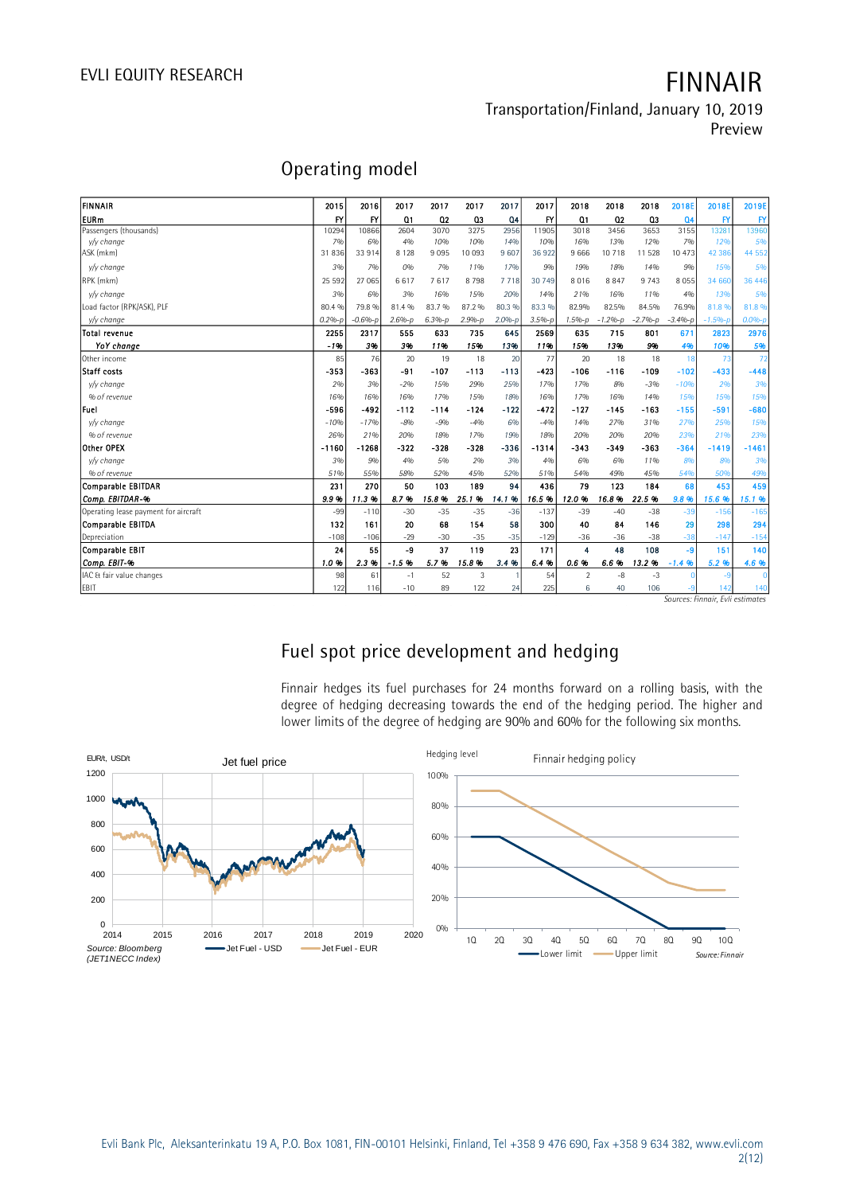## Operating model

| FINNAIR | 2015 | 2016 | 2017 | 2017 | 2017 | 2017 | 2017 | 2018 | 2018 | 2018 | 2018E | 2018E | 2019E |
|---|---|---|---|---|---|---|---|---|---|---|---|---|---|
| EURm | FY | FY | Q1 | Q2 | Q3 | Q4 | FY | Q1 | Q2 | Q3 | Q4 | FY | FY |
| Passengers (thousands) | 10294 | 10866 | 2604 | 3070 | 3275 | 2956 | 11905 | 3018 | 3456 | 3653 | 3155 | 13281 | 13960 |
| *y/y change* | 7% | 6% | 4% | 10% | 10% | 14% | 10% | 16% | 13% | 12% | 7% | 12% | 5% |
| ASK (mkm) | 31 836 | 33 914 | 8 128 | 9 095 | 10 093 | 9 607 | 36 922 | 9 666 | 10 718 | 11 528 | 10 473 | 42 386 | 44 552 |
| *y/y change* | 3% | 7% | 0% | 7% | 11% | 17% | 9% | 19% | 18% | 14% | 9% | 15% | 5% |
| RPK (mkm) | 25 592 | 27 065 | 6 617 | 7 617 | 8 798 | 7 718 | 30 749 | 8 016 | 8 847 | 9 743 | 8 055 | 34 660 | 36 446 |
| *y/y change* | 3% | 6% | 3% | 16% | 15% | 20% | 14% | 21% | 16% | 11% | 4% | 13% | 5% |
| Load factor (RPK/ASK), PLF | 80.4 % | 79.8 % | 81.4 % | 83.7 % | 87.2 % | 80.3 % | 83.3 % | 82.9% | 82.5% | 84.5% | 76.9% | 81.8 % | 81.8 % |
| *y/y change* | 0.2%-p | -0.6%-p | 2.6%-p | 6.3%-p | 2.9%-p | 2.0%-p | 3.5%-p | 1.5%-p | -1.2%-p | -2.7%-p | -3.4%-p | -1.5%-p | 0.0%-p |
| **Total revenue** | **2255** | **2317** | **555** | **633** | **735** | **645** | **2569** | **635** | **715** | **801** | **671** | **2823** | **2976** |
| ***YoY change*** | ***-1%*** | ***3%*** | ***3%*** | ***11%*** | ***15%*** | ***13%*** | ***11%*** | ***15%*** | ***13%*** | ***9%*** | ***4%*** | ***10%*** | ***5%*** |
| Other income | 85 | 76 | 20 | 19 | 18 | 20 | 77 | 20 | 18 | 18 | 18 | 73 | 72 |
| **Staff costs** | **-353** | **-363** | **-91** | **-107** | **-113** | **-113** | **-423** | **-106** | **-116** | **-109** | **-102** | **-433** | **-448** |
| *y/y change* | 2% | 3% | -2% | 15% | 29% | 25% | 17% | 17% | 8% | -3% | -10% | 2% | 3% |
| *% of revenue* | 16% | 16% | 16% | 17% | 15% | 18% | 16% | 17% | 16% | 14% | 15% | 15% | 15% |
| **Fuel** | **-596** | **-492** | **-112** | **-114** | **-124** | **-122** | **-472** | **-127** | **-145** | **-163** | **-155** | **-591** | **-680** |
| *y/y change* | -10% | -17% | -8% | -9% | -4% | 6% | -4% | 14% | 27% | 31% | 27% | 25% | 15% |
| *% of revenue* | 26% | 21% | 20% | 18% | 17% | 19% | 18% | 20% | 20% | 20% | 23% | 21% | 23% |
| **Other OPEX** | **-1160** | **-1268** | **-322** | **-328** | **-328** | **-336** | **-1314** | **-343** | **-349** | **-363** | **-364** | **-1419** | **-1461** |
| *y/y change* | 3% | 9% | 4% | 5% | 2% | 3% | 4% | 6% | 6% | 11% | 8% | 8% | 3% |
| *% of revenue* | 51% | 55% | 58% | 52% | 45% | 52% | 51% | 54% | 49% | 45% | 54% | 50% | 49% |
| **Comparable EBITDAR** | **231** | **270** | **50** | **103** | **189** | **94** | **436** | **79** | **123** | **184** | **68** | **453** | **459** |
| ***Comp. EBITDAR-%*** | ***9.9 %*** | ***11.3 %*** | ***8.7 %*** | ***15.8 %*** | ***25.1 %*** | ***14.1 %*** | ***16.5 %*** | ***12.0 %*** | ***16.8 %*** | ***22.5 %*** | ***9.8 %*** | ***15.6 %*** | ***15.1 %*** |
| Operating lease payment for aircraft | -99 | -110 | -30 | -35 | -35 | -36 | -137 | -39 | -40 | -38 | -39 | -156 | -165 |
| **Comparable EBITDA** | **132** | **161** | **20** | **68** | **154** | **58** | **300** | **40** | **84** | **146** | **29** | **298** | **294** |
| Depreciation | -108 | -106 | -29 | -30 | -35 | -35 | -129 | -36 | -36 | -38 | -38 | -147 | -154 |
| **Comparable EBIT** | **24** | **55** | **-9** | **37** | **119** | **23** | **171** | **4** | **48** | **108** | **-9** | **151** | **140** |
| ***Comp. EBIT-%*** | ***1.0 %*** | ***2.3 %*** | ***-1.5 %*** | ***5.7 %*** | ***15.8 %*** | ***3.4 %*** | ***6.4 %*** | ***0.6 %*** | ***6.6 %*** | ***13.2 %*** | ***-1.4 %*** | ***5.2 %*** | ***4.6 %*** |
| IAC & fair value changes | 98 | 61 | -1 | 52 | 3 | 1 | 54 | 2 | -8 | -3 | 0 | -9 | 0 |
| EBIT | 122 | 116 | -10 | 89 | 122 | 24 | 225 | 6 | 40 | 106 | -9 | 142 | 140 |

*Sources: Finnair, Evli estimates*

## Fuel spot price development and hedging

Finnair hedges its fuel purchases for 24 months forward on a rolling basis, with the degree of hedging decreasing towards the end of the hedging period. The higher and lower limits of the degree of hedging are 90% and 60% for the following six months.

Jet fuel price (EUR/t, USD/t) — Jet Fuel - USD, Jet Fuel - EUR

Source: Bloomberg (JET1NECC Index)

Finnair hedging policy (Hedging level) — Lower limit, Upper limit

*Source: Finnair*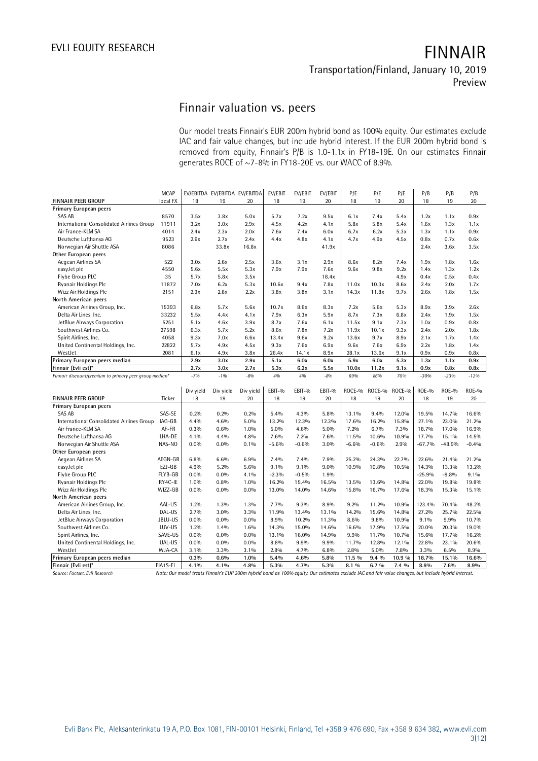## Finnair valuation vs. peers

Our model treats Finnair's EUR 200m hybrid bond as 100% equity. Our estimates exclude IAC and fair value changes, but include hybrid interest. If the EUR 200m hybrid bond is removed from equity, Finnair's P/B is 1.0-1.1x in FY18-19E. On our estimates Finnair generates ROCE of ~7-8% in FY18-20E vs. our WACC of 8.9%.

| FINNAIR PEER GROUP | MCAP local FX | EV/EBITDA 18 | EV/EBITDA 19 | EV/EBITDA 20 | EV/EBIT 18 | EV/EBIT 19 | EV/EBIT 20 | P/E 18 | P/E 19 | P/E 20 | P/B 18 | P/B 19 | P/B 20 |
|---|---|---|---|---|---|---|---|---|---|---|---|---|---|
| **Primary European peers** | | | | | | | | | | | | | |
| SAS AB | 8570 | 3.5x | 3.8x | 5.0x | 5.7x | 7.2x | 9.5x | 6.1x | 7.4x | 5.4x | 1.2x | 1.1x | 0.9x |
| International Consolidated Airlines Group | 11911 | 3.2x | 3.0x | 2.9x | 4.5x | 4.2x | 4.1x | 5.8x | 5.8x | 5.4x | 1.6x | 1.3x | 1.1x |
| Air France-KLM SA | 4014 | 2.4x | 2.3x | 2.0x | 7.6x | 7.4x | 6.0x | 6.7x | 6.2x | 5.3x | 1.3x | 1.1x | 0.9x |
| Deutsche Lufthansa AG | 9523 | 2.6x | 2.7x | 2.4x | 4.4x | 4.8x | 4.1x | 4.7x | 4.9x | 4.5x | 0.8x | 0.7x | 0.6x |
| Norwegian Air Shuttle ASA | 8086 | | 33.8x | 16.8x | | | 41.9x | | | | 2.4x | 3.6x | 3.5x |
| **Other European peers** | | | | | | | | | | | | | |
| Aegean Airlines SA | 522 | 3.0x | 2.6x | 2.5x | 3.6x | 3.1x | 2.9x | 8.6x | 8.2x | 7.4x | 1.9x | 1.8x | 1.6x |
| easyJet plc | 4550 | 5.6x | 5.5x | 5.3x | 7.9x | 7.9x | 7.6x | 9.6x | 9.8x | 9.2x | 1.4x | 1.3x | 1.2x |
| Flybe Group PLC | 35 | 5.7x | 5.8x | 3.5x | | | 18.4x | | | 4.9x | 0.4x | 0.5x | 0.4x |
| Ryanair Holdings Plc | 11872 | 7.0x | 6.2x | 5.3x | 10.6x | 9.4x | 7.8x | 11.0x | 10.3x | 8.6x | 2.4x | 2.0x | 1.7x |
| Wizz Air Holdings Plc | 2151 | 2.9x | 2.8x | 2.2x | 3.8x | 3.8x | 3.1x | 14.3x | 11.8x | 9.7x | 2.6x | 1.8x | 1.5x |
| **North American peers** | | | | | | | | | | | | | |
| American Airlines Group, Inc. | 15393 | 6.8x | 5.7x | 5.6x | 10.7x | 8.6x | 8.3x | 7.2x | 5.6x | 5.3x | 8.9x | 3.9x | 2.6x |
| Delta Air Lines, Inc. | 33232 | 5.5x | 4.4x | 4.1x | 7.9x | 6.3x | 5.9x | 8.7x | 7.3x | 6.8x | 2.4x | 1.9x | 1.5x |
| JetBlue Airways Corporation | 5251 | 5.1x | 4.6x | 3.9x | 8.7x | 7.6x | 6.1x | 11.5x | 9.1x | 7.3x | 1.0x | 0.9x | 0.8x |
| Southwest Airlines Co. | 27598 | 6.3x | 5.7x | 5.2x | 8.6x | 7.8x | 7.2x | 11.9x | 10.1x | 9.3x | 2.4x | 2.0x | 1.8x |
| Spirit Airlines, Inc. | 4058 | 9.3x | 7.0x | 6.6x | 13.4x | 9.6x | 9.2x | 13.6x | 9.7x | 8.9x | 2.1x | 1.7x | 1.4x |
| United Continental Holdings, Inc. | 22822 | 5.7x | 4.9x | 4.5x | 9.3x | 7.6x | 6.9x | 9.6x | 7.6x | 6.9x | 2.2x | 1.8x | 1.4x |
| WestJet | 2081 | 6.1x | 4.9x | 3.8x | 26.4x | 14.1x | 8.9x | 28.1x | 13.6x | 9.1x | 0.9x | 0.9x | 0.8x |
| **Primary European peers median** | | **2.9x** | **3.0x** | **2.9x** | **5.1x** | **6.0x** | **6.0x** | **5.9x** | **6.0x** | **5.3x** | **1.3x** | **1.1x** | **0.9x** |
| **Finnair (Evli est)*** | | **2.7x** | **3.0x** | **2.7x** | **5.3x** | **6.2x** | **5.5x** | **10.0x** | **11.2x** | **9.1x** | **0.9x** | **0.8x** | **0.8x** |
| *Finnair discount/premium to primary peer group median** | | *-7%* | *-1%* | *-8%* | *4%* | *4%* | *-8%* | *69%* | *86%* | *70%* | *-30%* | *-23%* | *-12%* |

| FINNAIR PEER GROUP | Ticker | Div yield 18 | Div yield 19 | Div yield 20 | EBIT-% 18 | EBIT-% 19 | EBIT-% 20 | ROCE-% 18 | ROCE-% 19 | ROCE-% 20 | ROE-% 18 | ROE-% 19 | ROE-% 20 |
|---|---|---|---|---|---|---|---|---|---|---|---|---|---|
| **Primary European peers** | | | | | | | | | | | | | |
| SAS AB | SAS-SE | 0.2% | 0.2% | 0.2% | 5.4% | 4.3% | 5.8% | 13.1% | 9.4% | 12.0% | 19.5% | 14.7% | 16.6% |
| International Consolidated Airlines Group | IAG-GB | 4.4% | 4.6% | 5.0% | 13.2% | 12.3% | 12.3% | 17.6% | 16.2% | 15.8% | 27.1% | 23.0% | 21.2% |
| Air France-KLM SA | AF-FR | 0.3% | 0.6% | 1.0% | 5.0% | 4.6% | 5.0% | 7.2% | 6.7% | 7.3% | 18.7% | 17.0% | 16.9% |
| Deutsche Lufthansa AG | LHA-DE | 4.1% | 4.4% | 4.8% | 7.6% | 7.2% | 7.6% | 11.5% | 10.6% | 10.9% | 17.7% | 15.1% | 14.5% |
| Norwegian Air Shuttle ASA | NAS-NO | 0.0% | 0.0% | 0.1% | -5.6% | -0.6% | 3.0% | -6.6% | -0.6% | 2.9% | -67.7% | -48.9% | -0.4% |
| **Other European peers** | | | | | | | | | | | | | |
| Aegean Airlines SA | AEGN-GR | 6.8% | 6.6% | 6.9% | 7.4% | 7.4% | 7.9% | 25.2% | 24.3% | 22.7% | 22.6% | 21.4% | 21.2% |
| easyJet plc | EZJ-GB | 4.9% | 5.2% | 5.6% | 9.1% | 9.1% | 9.0% | 10.9% | 10.8% | 10.5% | 14.3% | 13.3% | 13.2% |
| Flybe Group PLC | FLYB-GB | 0.0% | 0.0% | 4.1% | -2.3% | -0.5% | 1.9% | | | | -25.9% | -9.8% | 9.1% |
| Ryanair Holdings Plc | RY4C-IE | 1.0% | 0.8% | 1.0% | 16.2% | 15.4% | 16.5% | 13.5% | 13.6% | 14.8% | 22.0% | 19.8% | 19.8% |
| Wizz Air Holdings Plc | WIZZ-GB | 0.0% | 0.0% | 0.0% | 13.0% | 14.0% | 14.6% | 15.8% | 16.7% | 17.6% | 18.3% | 15.3% | 15.1% |
| **North American peers** | | | | | | | | | | | | | |
| American Airlines Group, Inc. | AAL-US | 1.2% | 1.3% | 1.3% | 7.7% | 9.3% | 8.9% | 9.2% | 11.2% | 10.9% | 123.4% | 70.4% | 48.2% |
| Delta Air Lines, Inc. | DAL-US | 2.7% | 3.0% | 3.3% | 11.9% | 13.4% | 13.1% | 14.2% | 15.6% | 14.8% | 27.2% | 25.7% | 22.5% |
| JetBlue Airways Corporation | JBLU-US | 0.0% | 0.0% | 0.0% | 8.9% | 10.2% | 11.3% | 8.6% | 9.8% | 10.9% | 9.1% | 9.9% | 10.7% |
| Southwest Airlines Co. | LUV-US | 1.2% | 1.4% | 1.6% | 14.3% | 15.0% | 14.6% | 16.6% | 17.9% | 17.5% | 20.0% | 20.3% | 19.0% |
| Spirit Airlines, Inc. | SAVE-US | 0.0% | 0.0% | 0.0% | 13.1% | 16.0% | 14.9% | 9.9% | 11.7% | 10.7% | 15.6% | 17.7% | 16.2% |
| United Continental Holdings, Inc. | UAL-US | 0.0% | 0.0% | 0.0% | 8.8% | 9.9% | 9.9% | 11.7% | 12.8% | 12.1% | 22.8% | 23.1% | 20.6% |
| WestJet | WJA-CA | 3.1% | 3.3% | 3.1% | 2.8% | 4.7% | 6.8% | 2.8% | 5.0% | 7.8% | 3.3% | 6.5% | 8.9% |
| **Primary European peers median** | | **0.3%** | **0.6%** | **1.0%** | **5.4%** | **4.6%** | **5.8%** | **11.5 %** | **9.4 %** | **10.9 %** | **18.7%** | **15.1%** | **16.6%** |
| **Finnair (Evli est)*** | FIA1S-FI | **4.1%** | **4.1%** | **4.8%** | **5.3%** | **4.7%** | **5.3%** | **8.1 %** | **6.7 %** | **7.4 %** | **8.9%** | **7.6%** | **8.9%** |

*Source: Factset, Evli Research* *Note: Our model treats Finnair's EUR 200m hybrid bond as 100% equity. Our estimates exclude IAC and fair value changes, but include hybrid interest.*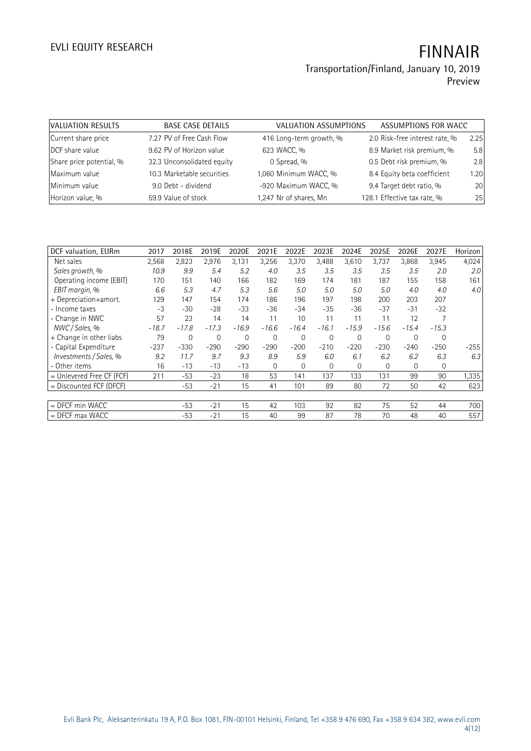| VALUATION RESULTS | | BASE CASE DETAILS | | VALUATION ASSUMPTIONS | | ASSUMPTIONS FOR WACC | |
|---|---|---|---|---|---|---|---|
| Current share price | 7.27 | PV of Free Cash Flow | 416 | Long-term growth, % | 2.0 | Risk-free interest rate, % | 2.25 |
| DCF share value | 9.62 | PV of Horizon value | 623 | WACC, % | 8.9 | Market risk premium, % | 5.8 |
| Share price potential, % | 32.3 | Unconsolidated equity | 0 | Spread, % | 0.5 | Debt risk premium, % | 2.8 |
| Maximum value | 10.3 | Marketable securities | 1,060 | Minimum WACC, % | 8.4 | Equity beta coefficient | 1.20 |
| Minimum value | 9.0 | Debt - dividend | -920 | Maximum WACC, % | 9.4 | Target debt ratio, % | 20 |
| Horizon value, % | 59.9 | Value of stock | 1,247 | Nr of shares, Mn | 128.1 | Effective tax rate, % | 25 |

| DCF valuation, EURm | 2017 | 2018E | 2019E | 2020E | 2021E | 2022E | 2023E | 2024E | 2025E | 2026E | 2027E | Horizon |
|---|---|---|---|---|---|---|---|---|---|---|---|---|
| Net sales | 2,568 | 2,823 | 2,976 | 3,131 | 3,256 | 3,370 | 3,488 | 3,610 | 3,737 | 3,868 | 3,945 | 4,024 |
| *Sales growth, %* | *10.9* | *9.9* | *5.4* | *5.2* | *4.0* | *3.5* | *3.5* | *3.5* | *3.5* | *3.5* | *2.0* | *2.0* |
| Operating income (EBIT) | 170 | 151 | 140 | 166 | 182 | 169 | 174 | 181 | 187 | 155 | 158 | 161 |
| *EBIT margin, %* | *6.6* | *5.3* | *4.7* | *5.3* | *5.6* | *5.0* | *5.0* | *5.0* | *5.0* | *4.0* | *4.0* | *4.0* |
| + Depreciation+amort. | 129 | 147 | 154 | 174 | 186 | 196 | 197 | 198 | 200 | 203 | 207 | |
| - Income taxes | -3 | -30 | -28 | -33 | -36 | -34 | -35 | -36 | -37 | -31 | -32 | |
| - Change in NWC | 57 | 23 | 14 | 14 | 11 | 10 | 11 | 11 | 11 | 12 | 7 | |
| *NWC / Sales, %* | *-18.7* | *-17.8* | *-17.3* | *-16.9* | *-16.6* | *-16.4* | *-16.1* | *-15.9* | *-15.6* | *-15.4* | *-15.3* | |
| + Change in other liabs | 79 | 0 | 0 | 0 | 0 | 0 | 0 | 0 | 0 | 0 | 0 | |
| - Capital Expenditure | -237 | -330 | -290 | -290 | -290 | -200 | -210 | -220 | -230 | -240 | -250 | -255 |
| *Investments / Sales, %* | *9.2* | *11.7* | *9.7* | *9.3* | *8.9* | *5.9* | *6.0* | *6.1* | *6.2* | *6.2* | *6.3* | *6.3* |
| - Other items | 16 | -13 | -13 | -13 | 0 | 0 | 0 | 0 | 0 | 0 | 0 | |
| = Unlevered Free CF (FCF) | 211 | -53 | -23 | 18 | 53 | 141 | 137 | 133 | 131 | 99 | 90 | 1,335 |
| = Discounted FCF (DFCF) | | -53 | -21 | 15 | 41 | 101 | 89 | 80 | 72 | 50 | 42 | 623 |
| | | | | | | | | | | | | |
| = DFCF min WACC | | -53 | -21 | 15 | 42 | 103 | 92 | 82 | 75 | 52 | 44 | 700 |
| = DFCF max WACC | | -53 | -21 | 15 | 40 | 99 | 87 | 78 | 70 | 48 | 40 | 557 |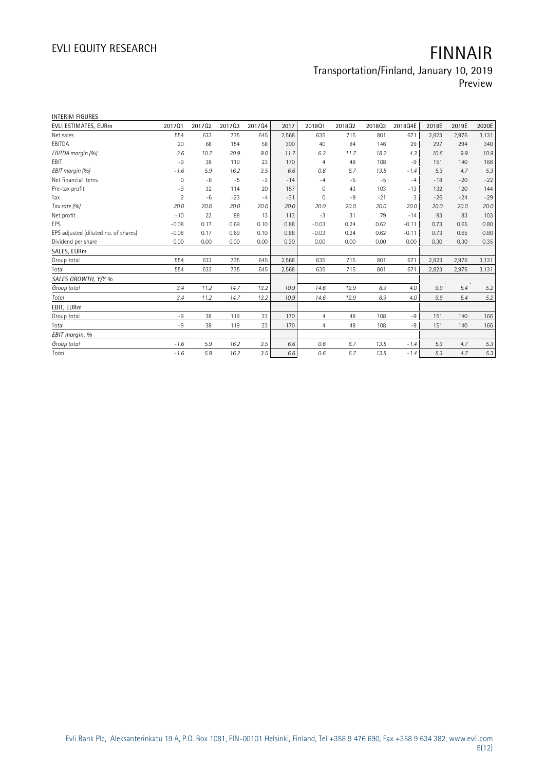INTERIM FIGURES

| EVLI ESTIMATES, EURm | 2017Q1 | 2017Q2 | 2017Q3 | 2017Q4 | 2017 | 2018Q1 | 2018Q2 | 2018Q3 | 2018Q4E | 2018E | 2019E | 2020E |
|---|---|---|---|---|---|---|---|---|---|---|---|---|
| Net sales | 554 | 633 | 735 | 645 | 2,568 | 635 | 715 | 801 | 671 | 2,823 | 2,976 | 3,131 |
| EBITDA | 20 | 68 | 154 | 58 | 300 | 40 | 84 | 146 | 29 | 297 | 294 | 340 |
| *EBITDA margin (%)* | *3.6* | *10.7* | *20.9* | *9.0* | *11.7* | *6.2* | *11.7* | *18.2* | *4.3* | *10.5* | *9.9* | *10.9* |
| EBIT | -9 | 38 | 119 | 23 | 170 | 4 | 48 | 108 | -9 | 151 | 140 | 166 |
| *EBIT margin (%)* | *-1.6* | *5.9* | *16.2* | *3.5* | *6.6* | *0.6* | *6.7* | *13.5* | *-1.4* | *5.3* | *4.7* | *5.3* |
| Net financial items | 0 | -6 | -5 | -3 | -14 | -4 | -5 | -5 | -4 | -18 | -20 | -22 |
| Pre-tax profit | -9 | 32 | 114 | 20 | 157 | 0 | 43 | 103 | -13 | 132 | 120 | 144 |
| Tax | 2 | -6 | -23 | -4 | -31 | 0 | -9 | -21 | 3 | -26 | -24 | -29 |
| *Tax rate (%)* | *20.0* | *20.0* | *20.0* | *20.0* | *20.0* | *20.0* | *20.0* | *20.0* | *20.0* | *20.0* | *20.0* | *20.0* |
| Net profit | -10 | 22 | 88 | 13 | 113 | -3 | 31 | 79 | -14 | 93 | 83 | 103 |
| EPS | -0.08 | 0.17 | 0.69 | 0.10 | 0.88 | -0.03 | 0.24 | 0.62 | -0.11 | 0.73 | 0.65 | 0.80 |
| EPS adjusted (diluted no. of shares) | -0.08 | 0.17 | 0.69 | 0.10 | 0.88 | -0.03 | 0.24 | 0.62 | -0.11 | 0.73 | 0.65 | 0.80 |
| Dividend per share | 0.00 | 0.00 | 0.00 | 0.00 | 0.30 | 0.00 | 0.00 | 0.00 | 0.00 | 0.30 | 0.30 | 0.35 |
| SALES, EURm | | | | | | | | | | | | |
| Group total | 554 | 633 | 735 | 645 | 2,568 | 635 | 715 | 801 | 671 | 2,823 | 2,976 | 3,131 |
| Total | 554 | 633 | 735 | 645 | 2,568 | 635 | 715 | 801 | 671 | 2,823 | 2,976 | 3,131 |
| *SALES GROWTH, Y/Y %* | | | | | | | | | | | | |
| *Group total* | *3.4* | *11.2* | *14.7* | *13.2* | *10.9* | *14.6* | *12.9* | *8.9* | *4.0* | *9.9* | *5.4* | *5.2* |
| *Total* | *3.4* | *11.2* | *14.7* | *13.2* | *10.9* | *14.6* | *12.9* | *8.9* | *4.0* | *9.9* | *5.4* | *5.2* |
| EBIT, EURm | | | | | | | | | | | | |
| Group total | -9 | 38 | 119 | 23 | 170 | 4 | 48 | 108 | -9 | 151 | 140 | 166 |
| Total | -9 | 38 | 119 | 23 | 170 | 4 | 48 | 108 | -9 | 151 | 140 | 166 |
| *EBIT margin, %* | | | | | | | | | | | | |
| *Group total* | *-1.6* | *5.9* | *16.2* | *3.5* | *6.6* | *0.6* | *6.7* | *13.5* | *-1.4* | *5.3* | *4.7* | *5.3* |
| *Total* | *-1.6* | *5.9* | *16.2* | *3.5* | *6.6* | *0.6* | *6.7* | *13.5* | *-1.4* | *5.3* | *4.7* | *5.3* |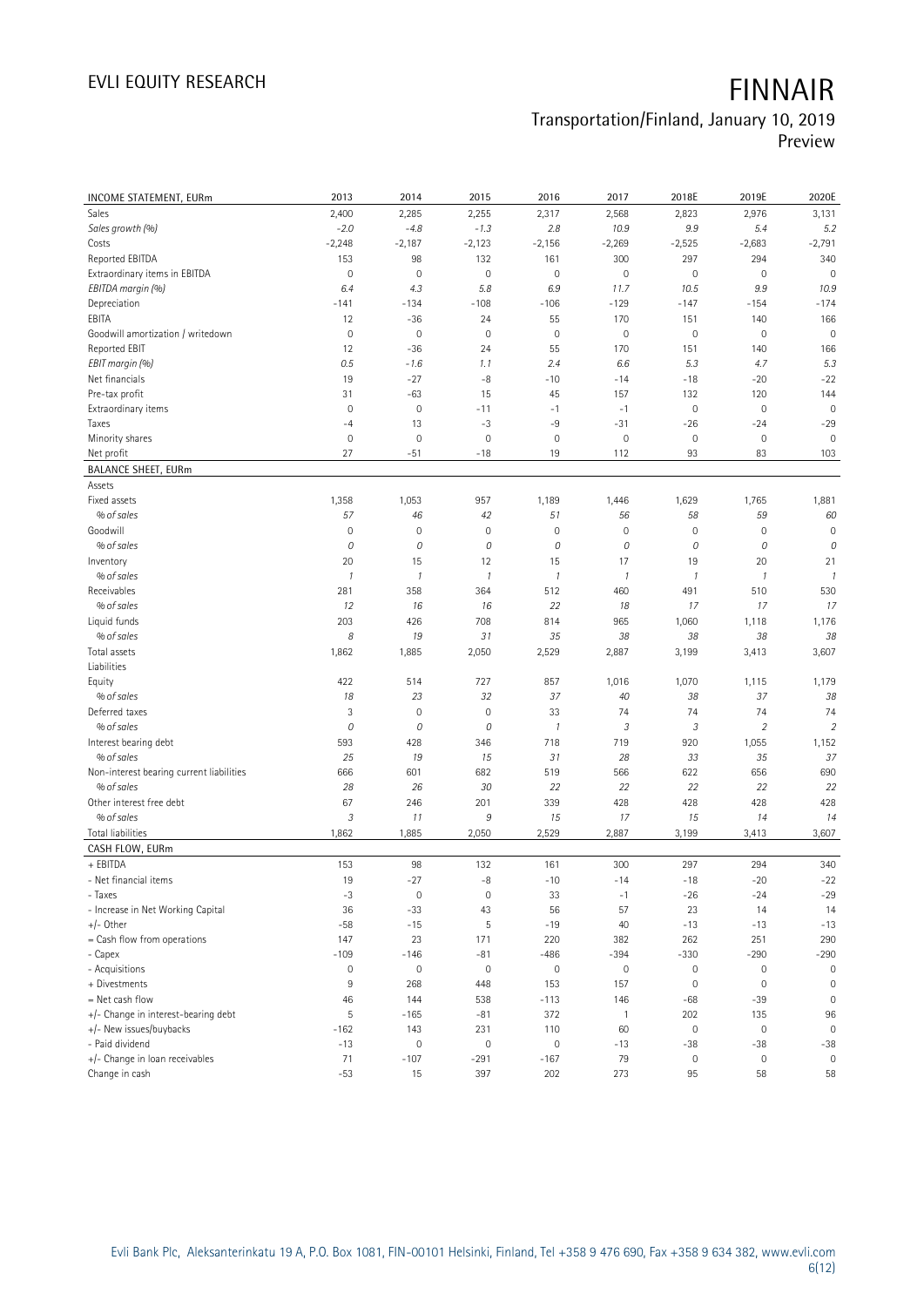# FINNAIR

Transportation/Finland, January 10, 2019

Preview

| INCOME STATEMENT, EURm | 2013 | 2014 | 2015 | 2016 | 2017 | 2018E | 2019E | 2020E |
|---|---|---|---|---|---|---|---|---|
| Sales | 2,400 | 2,285 | 2,255 | 2,317 | 2,568 | 2,823 | 2,976 | 3,131 |
| *Sales growth (%)* | *-2.0* | *-4.8* | *-1.3* | *2.8* | *10.9* | *9.9* | *5.4* | *5.2* |
| Costs | -2,248 | -2,187 | -2,123 | -2,156 | -2,269 | -2,525 | -2,683 | -2,791 |
| Reported EBITDA | 153 | 98 | 132 | 161 | 300 | 297 | 294 | 340 |
| Extraordinary items in EBITDA | 0 | 0 | 0 | 0 | 0 | 0 | 0 | 0 |
| *EBITDA margin (%)* | *6.4* | *4.3* | *5.8* | *6.9* | *11.7* | *10.5* | *9.9* | *10.9* |
| Depreciation | -141 | -134 | -108 | -106 | -129 | -147 | -154 | -174 |
| EBITA | 12 | -36 | 24 | 55 | 170 | 151 | 140 | 166 |
| Goodwill amortization / writedown | 0 | 0 | 0 | 0 | 0 | 0 | 0 | 0 |
| Reported EBIT | 12 | -36 | 24 | 55 | 170 | 151 | 140 | 166 |
| *EBIT margin (%)* | *0.5* | *-1.6* | *1.1* | *2.4* | *6.6* | *5.3* | *4.7* | *5.3* |
| Net financials | 19 | -27 | -8 | -10 | -14 | -18 | -20 | -22 |
| Pre-tax profit | 31 | -63 | 15 | 45 | 157 | 132 | 120 | 144 |
| Extraordinary items | 0 | 0 | -11 | -1 | -1 | 0 | 0 | 0 |
| Taxes | -4 | 13 | -3 | -9 | -31 | -26 | -24 | -29 |
| Minority shares | 0 | 0 | 0 | 0 | 0 | 0 | 0 | 0 |
| Net profit | 27 | -51 | -18 | 19 | 112 | 93 | 83 | 103 |
| **BALANCE SHEET, EURm** | | | | | | | | |
| Assets | | | | | | | | |
| Fixed assets | 1,358 | 1,053 | 957 | 1,189 | 1,446 | 1,629 | 1,765 | 1,881 |
| *% of sales* | *57* | *46* | *42* | *51* | *56* | *58* | *59* | *60* |
| Goodwill | 0 | 0 | 0 | 0 | 0 | 0 | 0 | 0 |
| *% of sales* | *0* | *0* | *0* | *0* | *0* | *0* | *0* | *0* |
| Inventory | 20 | 15 | 12 | 15 | 17 | 19 | 20 | 21 |
| *% of sales* | *1* | *1* | *1* | *1* | *1* | *1* | *1* | *1* |
| Receivables | 281 | 358 | 364 | 512 | 460 | 491 | 510 | 530 |
| *% of sales* | *12* | *16* | *16* | *22* | *18* | *17* | *17* | *17* |
| Liquid funds | 203 | 426 | 708 | 814 | 965 | 1,060 | 1,118 | 1,176 |
| *% of sales* | *8* | *19* | *31* | *35* | *38* | *38* | *38* | *38* |
| Total assets | 1,862 | 1,885 | 2,050 | 2,529 | 2,887 | 3,199 | 3,413 | 3,607 |
| Liabilities | | | | | | | | |
| Equity | 422 | 514 | 727 | 857 | 1,016 | 1,070 | 1,115 | 1,179 |
| *% of sales* | *18* | *23* | *32* | *37* | *40* | *38* | *37* | *38* |
| Deferred taxes | 3 | 0 | 0 | 33 | 74 | 74 | 74 | 74 |
| *% of sales* | *0* | *0* | *0* | *1* | *3* | *3* | *2* | *2* |
| Interest bearing debt | 593 | 428 | 346 | 718 | 719 | 920 | 1,055 | 1,152 |
| *% of sales* | *25* | *19* | *15* | *31* | *28* | *33* | *35* | *37* |
| Non-interest bearing current liabilities | 666 | 601 | 682 | 519 | 566 | 622 | 656 | 690 |
| *% of sales* | *28* | *26* | *30* | *22* | *22* | *22* | *22* | *22* |
| Other interest free debt | 67 | 246 | 201 | 339 | 428 | 428 | 428 | 428 |
| *% of sales* | *3* | *11* | *9* | *15* | *17* | *15* | *14* | *14* |
| Total liabilities | 1,862 | 1,885 | 2,050 | 2,529 | 2,887 | 3,199 | 3,413 | 3,607 |
| **CASH FLOW, EURm** | | | | | | | | |
| + EBITDA | 153 | 98 | 132 | 161 | 300 | 297 | 294 | 340 |
| - Net financial items | 19 | -27 | -8 | -10 | -14 | -18 | -20 | -22 |
| - Taxes | -3 | 0 | 0 | 33 | -1 | -26 | -24 | -29 |
| - Increase in Net Working Capital | 36 | -33 | 43 | 56 | 57 | 23 | 14 | 14 |
| +/- Other | -58 | -15 | 5 | -19 | 40 | -13 | -13 | -13 |
| = Cash flow from operations | 147 | 23 | 171 | 220 | 382 | 262 | 251 | 290 |
| - Capex | -109 | -146 | -81 | -486 | -394 | -330 | -290 | -290 |
| - Acquisitions | 0 | 0 | 0 | 0 | 0 | 0 | 0 | 0 |
| + Divestments | 9 | 268 | 448 | 153 | 157 | 0 | 0 | 0 |
| = Net cash flow | 46 | 144 | 538 | -113 | 146 | -68 | -39 | 0 |
| +/- Change in interest-bearing debt | 5 | -165 | -81 | 372 | 1 | 202 | 135 | 96 |
| +/- New issues/buybacks | -162 | 143 | 231 | 110 | 60 | 0 | 0 | 0 |
| - Paid dividend | -13 | 0 | 0 | 0 | -13 | -38 | -38 | -38 |
| +/- Change in loan receivables | 71 | -107 | -291 | -167 | 79 | 0 | 0 | 0 |
| Change in cash | -53 | 15 | 397 | 202 | 273 | 95 | 58 | 58 |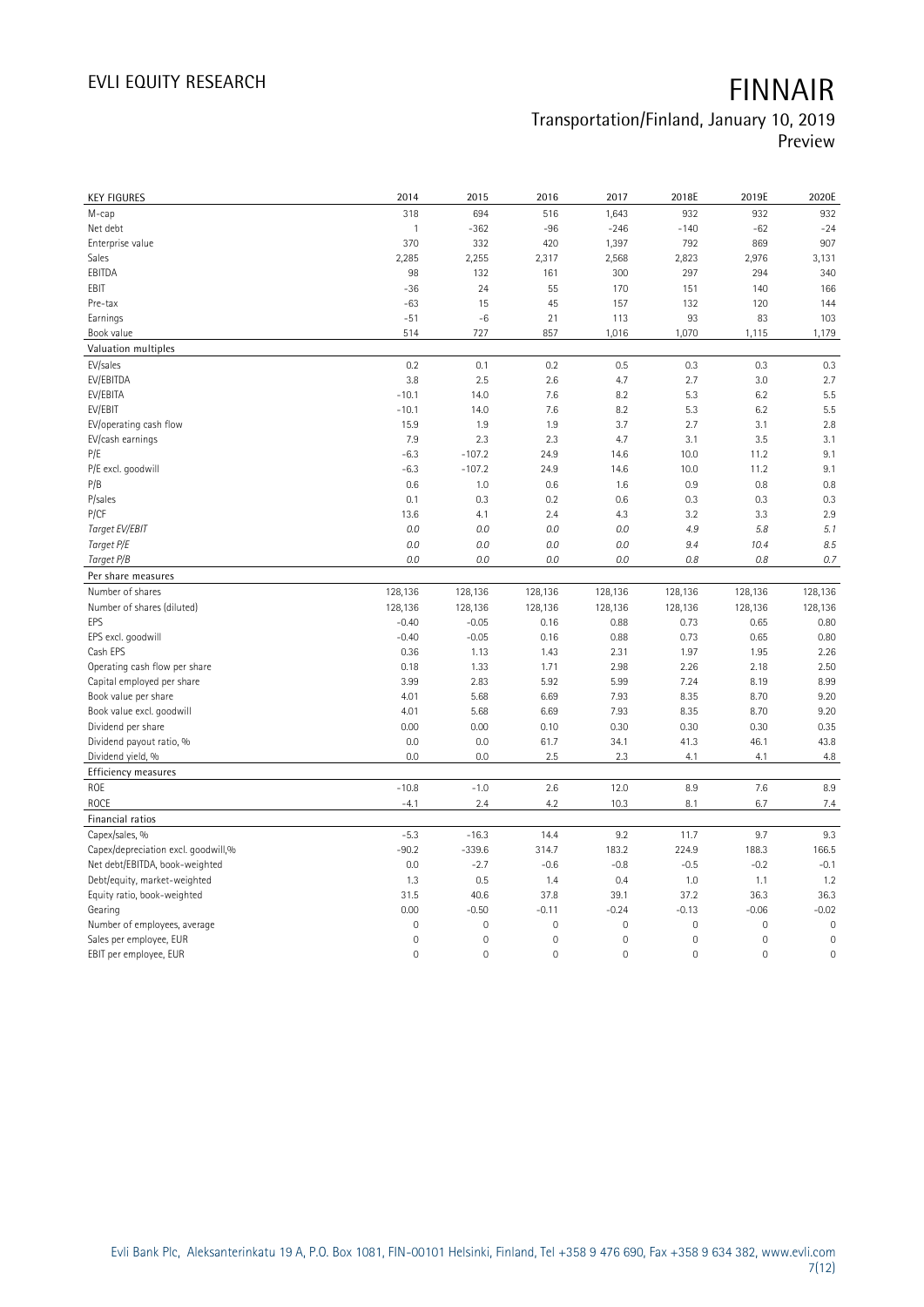# FINNAIR

Transportation/Finland, January 10, 2019
Preview

| KEY FIGURES | 2014 | 2015 | 2016 | 2017 | 2018E | 2019E | 2020E |
|---|---|---|---|---|---|---|---|
| M-cap | 318 | 694 | 516 | 1,643 | 932 | 932 | 932 |
| Net debt | 1 | -362 | -96 | -246 | -140 | -62 | -24 |
| Enterprise value | 370 | 332 | 420 | 1,397 | 792 | 869 | 907 |
| Sales | 2,285 | 2,255 | 2,317 | 2,568 | 2,823 | 2,976 | 3,131 |
| EBITDA | 98 | 132 | 161 | 300 | 297 | 294 | 340 |
| EBIT | -36 | 24 | 55 | 170 | 151 | 140 | 166 |
| Pre-tax | -63 | 15 | 45 | 157 | 132 | 120 | 144 |
| Earnings | -51 | -6 | 21 | 113 | 93 | 83 | 103 |
| Book value | 514 | 727 | 857 | 1,016 | 1,070 | 1,115 | 1,179 |
| **Valuation multiples** | | | | | | | |
| EV/sales | 0.2 | 0.1 | 0.2 | 0.5 | 0.3 | 0.3 | 0.3 |
| EV/EBITDA | 3.8 | 2.5 | 2.6 | 4.7 | 2.7 | 3.0 | 2.7 |
| EV/EBITA | -10.1 | 14.0 | 7.6 | 8.2 | 5.3 | 6.2 | 5.5 |
| EV/EBIT | -10.1 | 14.0 | 7.6 | 8.2 | 5.3 | 6.2 | 5.5 |
| EV/operating cash flow | 15.9 | 1.9 | 1.9 | 3.7 | 2.7 | 3.1 | 2.8 |
| EV/cash earnings | 7.9 | 2.3 | 2.3 | 4.7 | 3.1 | 3.5 | 3.1 |
| P/E | -6.3 | -107.2 | 24.9 | 14.6 | 10.0 | 11.2 | 9.1 |
| P/E excl. goodwill | -6.3 | -107.2 | 24.9 | 14.6 | 10.0 | 11.2 | 9.1 |
| P/B | 0.6 | 1.0 | 0.6 | 1.6 | 0.9 | 0.8 | 0.8 |
| P/sales | 0.1 | 0.3 | 0.2 | 0.6 | 0.3 | 0.3 | 0.3 |
| P/CF | 13.6 | 4.1 | 2.4 | 4.3 | 3.2 | 3.3 | 2.9 |
| *Target EV/EBIT* | *0.0* | *0.0* | *0.0* | *0.0* | *4.9* | *5.8* | *5.1* |
| *Target P/E* | *0.0* | *0.0* | *0.0* | *0.0* | *9.4* | *10.4* | *8.5* |
| *Target P/B* | *0.0* | *0.0* | *0.0* | *0.0* | *0.8* | *0.8* | *0.7* |
| **Per share measures** | | | | | | | |
| Number of shares | 128,136 | 128,136 | 128,136 | 128,136 | 128,136 | 128,136 | 128,136 |
| Number of shares (diluted) | 128,136 | 128,136 | 128,136 | 128,136 | 128,136 | 128,136 | 128,136 |
| EPS | -0.40 | -0.05 | 0.16 | 0.88 | 0.73 | 0.65 | 0.80 |
| EPS excl. goodwill | -0.40 | -0.05 | 0.16 | 0.88 | 0.73 | 0.65 | 0.80 |
| Cash EPS | 0.36 | 1.13 | 1.43 | 2.31 | 1.97 | 1.95 | 2.26 |
| Operating cash flow per share | 0.18 | 1.33 | 1.71 | 2.98 | 2.26 | 2.18 | 2.50 |
| Capital employed per share | 3.99 | 2.83 | 5.92 | 5.99 | 7.24 | 8.19 | 8.99 |
| Book value per share | 4.01 | 5.68 | 6.69 | 7.93 | 8.35 | 8.70 | 9.20 |
| Book value excl. goodwill | 4.01 | 5.68 | 6.69 | 7.93 | 8.35 | 8.70 | 9.20 |
| Dividend per share | 0.00 | 0.00 | 0.10 | 0.30 | 0.30 | 0.30 | 0.35 |
| Dividend payout ratio, % | 0.0 | 0.0 | 61.7 | 34.1 | 41.3 | 46.1 | 43.8 |
| Dividend yield, % | 0.0 | 0.0 | 2.5 | 2.3 | 4.1 | 4.1 | 4.8 |
| **Efficiency measures** | | | | | | | |
| ROE | -10.8 | -1.0 | 2.6 | 12.0 | 8.9 | 7.6 | 8.9 |
| ROCE | -4.1 | 2.4 | 4.2 | 10.3 | 8.1 | 6.7 | 7.4 |
| **Financial ratios** | | | | | | | |
| Capex/sales, % | -5.3 | -16.3 | 14.4 | 9.2 | 11.7 | 9.7 | 9.3 |
| Capex/depreciation excl. goodwill,% | -90.2 | -339.6 | 314.7 | 183.2 | 224.9 | 188.3 | 166.5 |
| Net debt/EBITDA, book-weighted | 0.0 | -2.7 | -0.6 | -0.8 | -0.5 | -0.2 | -0.1 |
| Debt/equity, market-weighted | 1.3 | 0.5 | 1.4 | 0.4 | 1.0 | 1.1 | 1.2 |
| Equity ratio, book-weighted | 31.5 | 40.6 | 37.8 | 39.1 | 37.2 | 36.3 | 36.3 |
| Gearing | 0.00 | -0.50 | -0.11 | -0.24 | -0.13 | -0.06 | -0.02 |
| Number of employees, average | 0 | 0 | 0 | 0 | 0 | 0 | 0 |
| Sales per employee, EUR | 0 | 0 | 0 | 0 | 0 | 0 | 0 |
| EBIT per employee, EUR | 0 | 0 | 0 | 0 | 0 | 0 | 0 |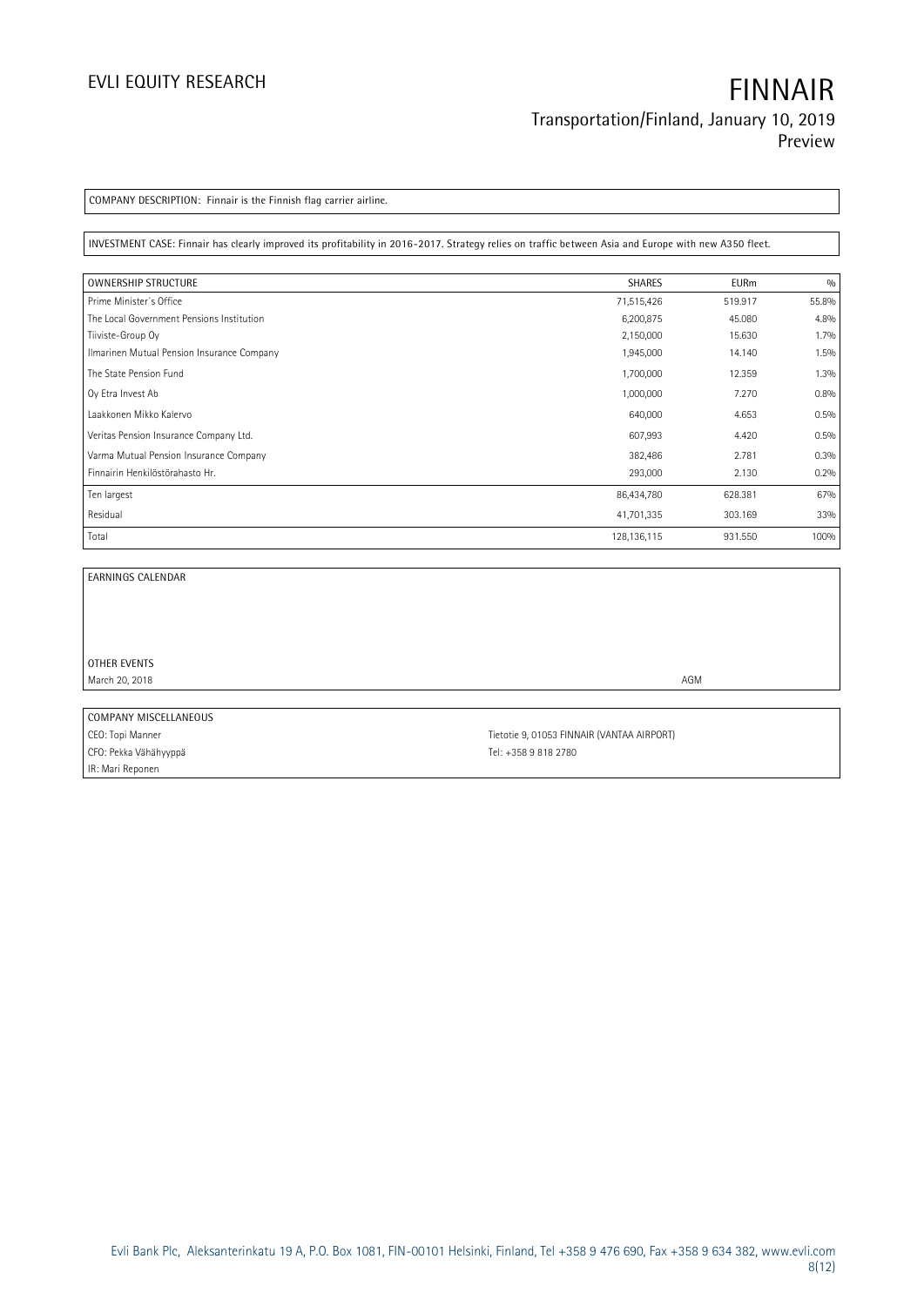COMPANY DESCRIPTION: Finnair is the Finnish flag carrier airline.

INVESTMENT CASE: Finnair has clearly improved its profitability in 2016-2017. Strategy relies on traffic between Asia and Europe with new A350 fleet.

| OWNERSHIP STRUCTURE | SHARES | EURm | % |
|---|---|---|---|
| Prime Minister's Office | 71,515,426 | 519.917 | 55.8% |
| The Local Government Pensions Institution | 6,200,875 | 45.080 | 4.8% |
| Tiiviste-Group Oy | 2,150,000 | 15.630 | 1.7% |
| Ilmarinen Mutual Pension Insurance Company | 1,945,000 | 14.140 | 1.5% |
| The State Pension Fund | 1,700,000 | 12.359 | 1.3% |
| Oy Etra Invest Ab | 1,000,000 | 7.270 | 0.8% |
| Laakkonen Mikko Kalervo | 640,000 | 4.653 | 0.5% |
| Veritas Pension Insurance Company Ltd. | 607,993 | 4.420 | 0.5% |
| Varma Mutual Pension Insurance Company | 382,486 | 2.781 | 0.3% |
| Finnairin Henkilöstörahasto Hr. | 293,000 | 2.130 | 0.2% |
| Ten largest | 86,434,780 | 628.381 | 67% |
| Residual | 41,701,335 | 303.169 | 33% |
| Total | 128,136,115 | 931.550 | 100% |

| EARNINGS CALENDAR | |
|---|---|
| | |
| OTHER EVENTS | |
| March 20, 2018 | AGM |

| COMPANY MISCELLANEOUS | |
|---|---|
| CEO: Topi Manner | Tietotie 9, 01053 FINNAIR (VANTAA AIRPORT) |
| CFO: Pekka Vähähyyppä | Tel: +358 9 818 2780 |
| IR: Mari Reponen | |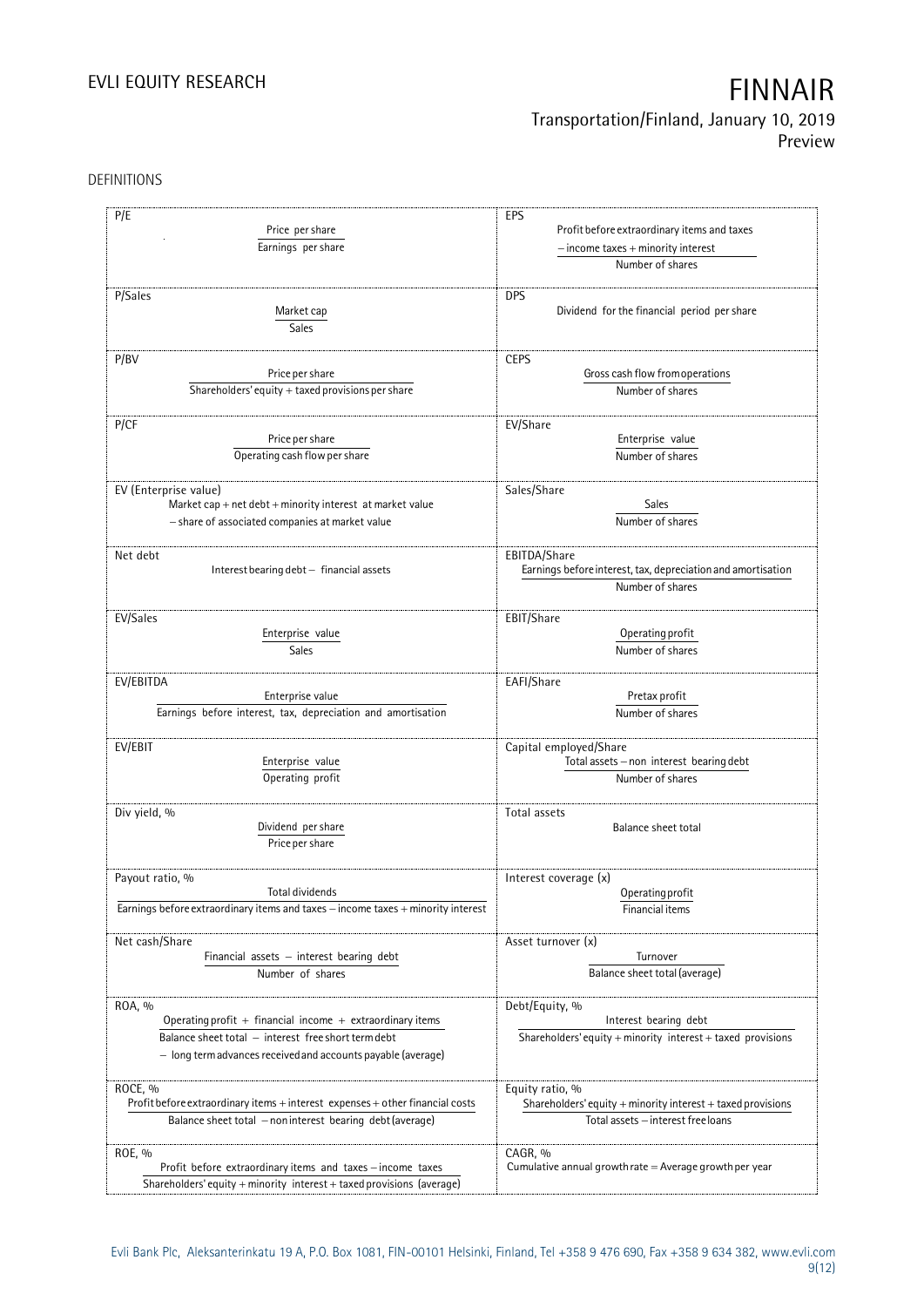DEFINITIONS

| | |
|---|---|
| **P/E**<br>$\frac{\text{Price per share}}{\text{Earnings per share}}$ | **EPS**<br>$\frac{\text{Profit before extraordinary items and taxes} - \text{income taxes} + \text{minority interest}}{\text{Number of shares}}$ |
| **P/Sales**<br>$\frac{\text{Market cap}}{\text{Sales}}$ | **DPS**<br>Dividend for the financial period per share |
| **P/BV**<br>$\frac{\text{Price per share}}{\text{Shareholders' equity} + \text{taxed provisions per share}}$ | **CEPS**<br>$\frac{\text{Gross cash flow from operations}}{\text{Number of shares}}$ |
| **P/CF**<br>$\frac{\text{Price per share}}{\text{Operating cash flow per share}}$ | **EV/Share**<br>$\frac{\text{Enterprise value}}{\text{Number of shares}}$ |
| **EV (Enterprise value)**<br>Market cap + net debt + minority interest at market value – share of associated companies at market value | **Sales/Share**<br>$\frac{\text{Sales}}{\text{Number of shares}}$ |
| **Net debt**<br>Interest bearing debt – financial assets | **EBITDA/Share**<br>$\frac{\text{Earnings before interest, tax, depreciation and amortisation}}{\text{Number of shares}}$ |
| **EV/Sales**<br>$\frac{\text{Enterprise value}}{\text{Sales}}$ | **EBIT/Share**<br>$\frac{\text{Operating profit}}{\text{Number of shares}}$ |
| **EV/EBITDA**<br>$\frac{\text{Enterprise value}}{\text{Earnings before interest, tax, depreciation and amortisation}}$ | **EAFI/Share**<br>$\frac{\text{Pretax profit}}{\text{Number of shares}}$ |
| **EV/EBIT**<br>$\frac{\text{Enterprise value}}{\text{Operating profit}}$ | **Capital employed/Share**<br>$\frac{\text{Total assets} - \text{non interest bearing debt}}{\text{Number of shares}}$ |
| **Div yield, %**<br>$\frac{\text{Dividend per share}}{\text{Price per share}}$ | **Total assets**<br>Balance sheet total |
| **Payout ratio, %**<br>$\frac{\text{Total dividends}}{\text{Earnings before extraordinary items and taxes} - \text{income taxes} + \text{minority interest}}$ | **Interest coverage (x)**<br>$\frac{\text{Operating profit}}{\text{Financial items}}$ |
| **Net cash/Share**<br>$\frac{\text{Financial assets} - \text{interest bearing debt}}{\text{Number of shares}}$ | **Asset turnover (x)**<br>$\frac{\text{Turnover}}{\text{Balance sheet total (average)}}$ |
| **ROA, %**<br>$\frac{\text{Operating profit} + \text{financial income} + \text{extraordinary items}}{\text{Balance sheet total} - \text{interest free short term debt} - \text{long term advances received and accounts payable (average)}}$ | **Debt/Equity, %**<br>$\frac{\text{Interest bearing debt}}{\text{Shareholders' equity} + \text{minority interest} + \text{taxed provisions}}$ |
| **ROCE, %**<br>$\frac{\text{Profit before extraordinary items} + \text{interest expenses} + \text{other financial costs}}{\text{Balance sheet total} - \text{non interest bearing debt (average)}}$ | **Equity ratio, %**<br>$\frac{\text{Shareholders' equity} + \text{minority interest} + \text{taxed provisions}}{\text{Total assets} - \text{interest free loans}}$ |
| **ROE, %**<br>$\frac{\text{Profit before extraordinary items and taxes} - \text{income taxes}}{\text{Shareholders' equity} + \text{minority interest} + \text{taxed provisions (average)}}$ | **CAGR, %**<br>Cumulative annual growth rate = Average growth per year |

Evli Bank Plc, Aleksanterinkatu 19 A, P.O. Box 1081, FIN-00101 Helsinki, Finland, Tel +358 9 476 690, Fax +358 9 634 382, www.evli.com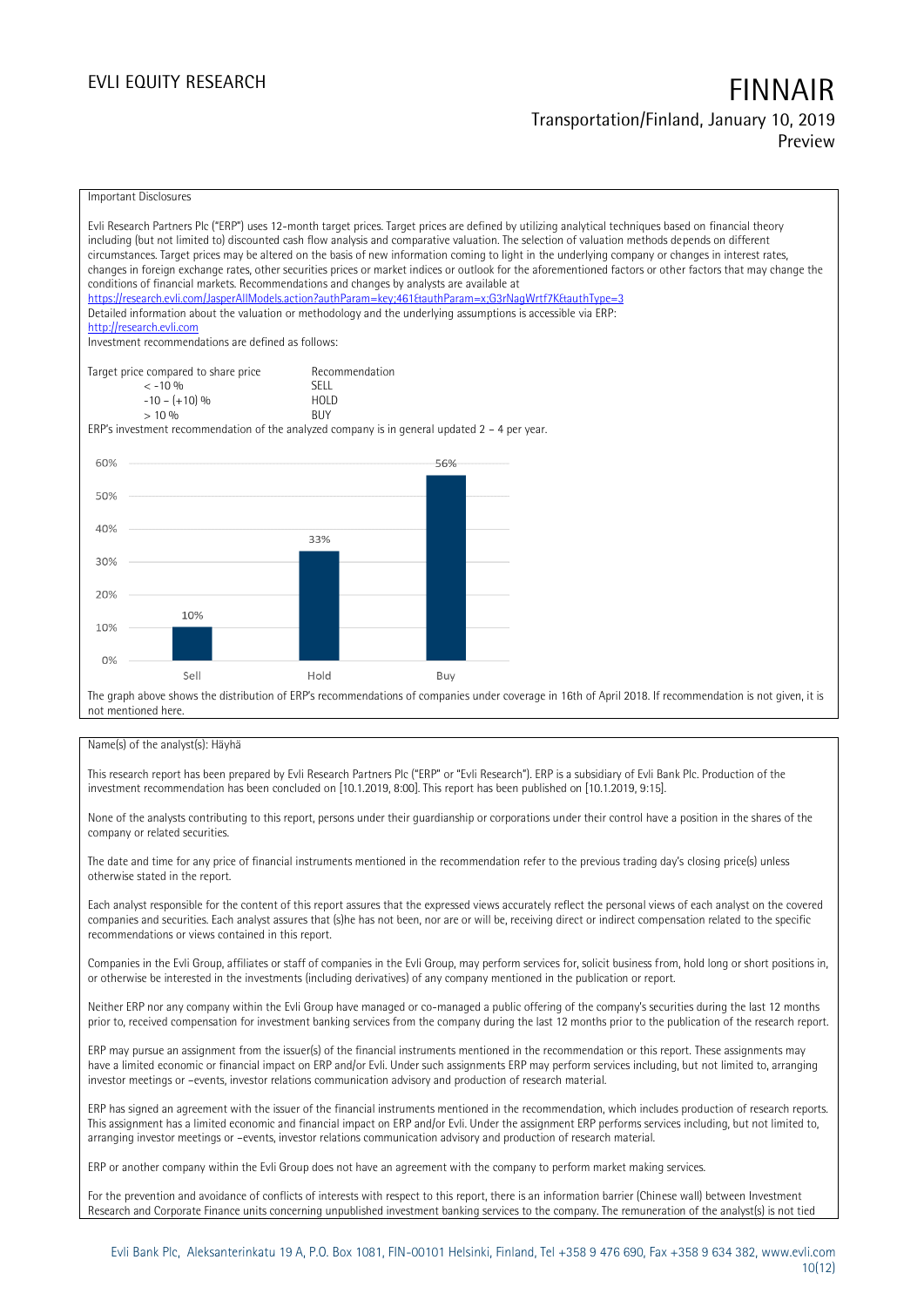Important Disclosures

Evli Research Partners Plc ("ERP") uses 12-month target prices. Target prices are defined by utilizing analytical techniques based on financial theory including (but not limited to) discounted cash flow analysis and comparative valuation. The selection of valuation methods depends on different circumstances. Target prices may be altered on the basis of new information coming to light in the underlying company or changes in interest rates, changes in foreign exchange rates, other securities prices or market indices or outlook for the aforementioned factors or other factors that may change the conditions of financial markets. Recommendations and changes by analysts are available at
https://research.evli.com/JasperAllModels.action?authParam=key;461&authParam=x;G3rNagWrtf7K&authType=3
Detailed information about the valuation or methodology and the underlying assumptions is accessible via ERP:
http://research.evli.com
Investment recommendations are defined as follows:

| Target price compared to share price | Recommendation |
|---|---|
| < -10 % | SELL |
| -10 – (+10) % | HOLD |
| > 10 % | BUY |

ERP's investment recommendation of the analyzed company is in general updated 2 – 4 per year.

| | Sell | Hold | Buy |
|---|---|---|---|
| Share of recommendations | 10% | 33% | 56% |

The graph above shows the distribution of ERP's recommendations of companies under coverage in 16th of April 2018. If recommendation is not given, it is not mentioned here.

Name(s) of the analyst(s): Häyhä

This research report has been prepared by Evli Research Partners Plc ("ERP" or "Evli Research"). ERP is a subsidiary of Evli Bank Plc. Production of the investment recommendation has been concluded on [10.1.2019, 8:00]. This report has been published on [10.1.2019, 9:15].

None of the analysts contributing to this report, persons under their guardianship or corporations under their control have a position in the shares of the company or related securities.

The date and time for any price of financial instruments mentioned in the recommendation refer to the previous trading day's closing price(s) unless otherwise stated in the report.

Each analyst responsible for the content of this report assures that the expressed views accurately reflect the personal views of each analyst on the covered companies and securities. Each analyst assures that (s)he has not been, nor are or will be, receiving direct or indirect compensation related to the specific recommendations or views contained in this report.

Companies in the Evli Group, affiliates or staff of companies in the Evli Group, may perform services for, solicit business from, hold long or short positions in, or otherwise be interested in the investments (including derivatives) of any company mentioned in the publication or report.

Neither ERP nor any company within the Evli Group have managed or co-managed a public offering of the company's securities during the last 12 months prior to, received compensation for investment banking services from the company during the last 12 months prior to the publication of the research report.

ERP may pursue an assignment from the issuer(s) of the financial instruments mentioned in the recommendation or this report. These assignments may have a limited economic or financial impact on ERP and/or Evli. Under such assignments ERP may perform services including, but not limited to, arranging investor meetings or –events, investor relations communication advisory and production of research material.

ERP has signed an agreement with the issuer of the financial instruments mentioned in the recommendation, which includes production of research reports. This assignment has a limited economic and financial impact on ERP and/or Evli. Under the assignment ERP performs services including, but not limited to, arranging investor meetings or –events, investor relations communication advisory and production of research material.

ERP or another company within the Evli Group does not have an agreement with the company to perform market making services.

For the prevention and avoidance of conflicts of interests with respect to this report, there is an information barrier (Chinese wall) between Investment Research and Corporate Finance units concerning unpublished investment banking services to the company. The remuneration of the analyst(s) is not tied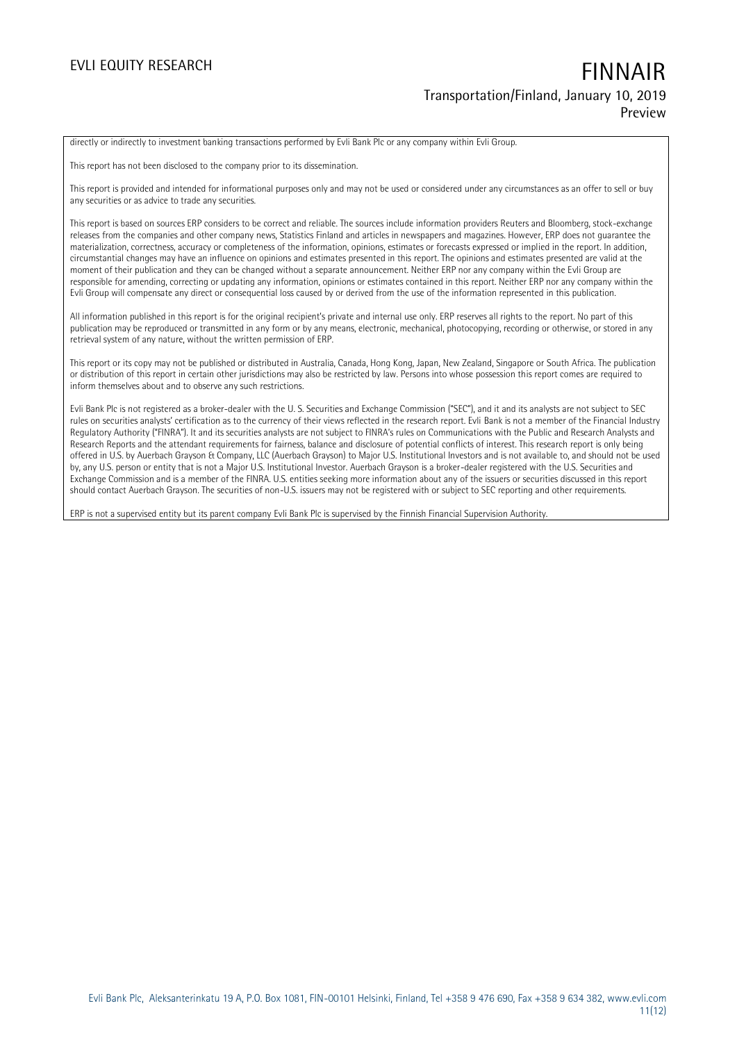directly or indirectly to investment banking transactions performed by Evli Bank Plc or any company within Evli Group.

This report has not been disclosed to the company prior to its dissemination.

This report is provided and intended for informational purposes only and may not be used or considered under any circumstances as an offer to sell or buy any securities or as advice to trade any securities.

This report is based on sources ERP considers to be correct and reliable. The sources include information providers Reuters and Bloomberg, stock-exchange releases from the companies and other company news, Statistics Finland and articles in newspapers and magazines. However, ERP does not guarantee the materialization, correctness, accuracy or completeness of the information, opinions, estimates or forecasts expressed or implied in the report. In addition, circumstantial changes may have an influence on opinions and estimates presented in this report. The opinions and estimates presented are valid at the moment of their publication and they can be changed without a separate announcement. Neither ERP nor any company within the Evli Group are responsible for amending, correcting or updating any information, opinions or estimates contained in this report. Neither ERP nor any company within the Evli Group will compensate any direct or consequential loss caused by or derived from the use of the information represented in this publication.

All information published in this report is for the original recipient's private and internal use only. ERP reserves all rights to the report. No part of this publication may be reproduced or transmitted in any form or by any means, electronic, mechanical, photocopying, recording or otherwise, or stored in any retrieval system of any nature, without the written permission of ERP.

This report or its copy may not be published or distributed in Australia, Canada, Hong Kong, Japan, New Zealand, Singapore or South Africa. The publication or distribution of this report in certain other jurisdictions may also be restricted by law. Persons into whose possession this report comes are required to inform themselves about and to observe any such restrictions.

Evli Bank Plc is not registered as a broker-dealer with the U. S. Securities and Exchange Commission ("SEC"), and it and its analysts are not subject to SEC rules on securities analysts' certification as to the currency of their views reflected in the research report. Evli Bank is not a member of the Financial Industry Regulatory Authority ("FINRA"). It and its securities analysts are not subject to FINRA's rules on Communications with the Public and Research Analysts and Research Reports and the attendant requirements for fairness, balance and disclosure of potential conflicts of interest. This research report is only being offered in U.S. by Auerbach Grayson & Company, LLC (Auerbach Grayson) to Major U.S. Institutional Investors and is not available to, and should not be used by, any U.S. person or entity that is not a Major U.S. Institutional Investor. Auerbach Grayson is a broker-dealer registered with the U.S. Securities and Exchange Commission and is a member of the FINRA. U.S. entities seeking more information about any of the issuers or securities discussed in this report should contact Auerbach Grayson. The securities of non-U.S. issuers may not be registered with or subject to SEC reporting and other requirements.

ERP is not a supervised entity but its parent company Evli Bank Plc is supervised by the Finnish Financial Supervision Authority.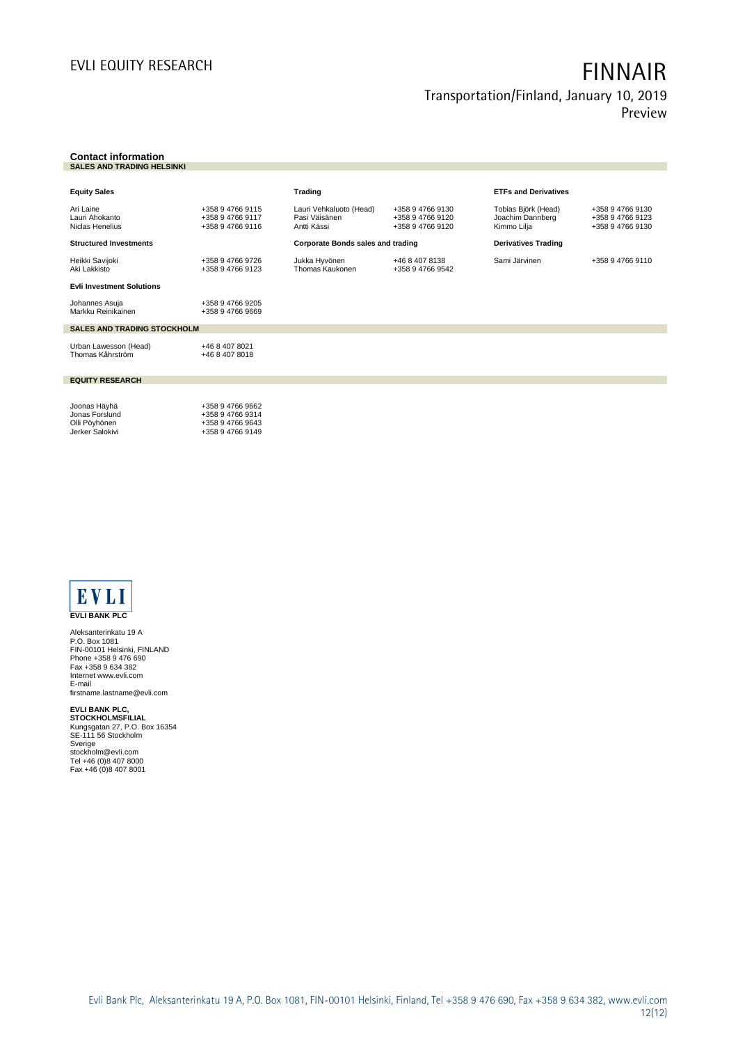## Contact information

### SALES AND TRADING HELSINKI

| | | | | | |
|---|---|---|---|---|---|
| **Equity Sales** | | **Trading** | | **ETFs and Derivatives** | |
| Ari Laine | +358 9 4766 9115 | Lauri Vehkaluoto (Head) | +358 9 4766 9130 | Tobias Björk (Head) | +358 9 4766 9130 |
| Lauri Ahokanto | +358 9 4766 9117 | Pasi Väisänen | +358 9 4766 9120 | Joachim Dannberg | +358 9 4766 9123 |
| Niclas Henelius | +358 9 4766 9116 | Antti Kässi | +358 9 4766 9120 | Kimmo Lilja | +358 9 4766 9130 |
| **Structured Investments** | | **Corporate Bonds sales and trading** | | **Derivatives Trading** | |
| Heikki Savijoki | +358 9 4766 9726 | Jukka Hyvönen | +46 8 407 8138 | Sami Järvinen | +358 9 4766 9110 |
| Aki Lakkisto | +358 9 4766 9123 | Thomas Kaukonen | +358 9 4766 9542 | | |
| **Evli Investment Solutions** | | | | | |
| Johannes Asuja | +358 9 4766 9205 | | | | |
| Markku Reinikainen | +358 9 4766 9669 | | | | |

### SALES AND TRADING STOCKHOLM

| | |
|---|---|
| Urban Lawesson (Head) | +46 8 407 8021 |
| Thomas Kåhrström | +46 8 407 8018 |

### EQUITY RESEARCH

| | |
|---|---|
| Joonas Häyhä | +358 9 4766 9662 |
| Jonas Forslund | +358 9 4766 9314 |
| Olli Pöyhönen | +358 9 4766 9643 |
| Jerker Salokivi | +358 9 4766 9149 |

EVLI

**EVLI BANK PLC**

Aleksanterinkatu 19 A
P.O. Box 1081
FIN-00101 Helsinki, FINLAND
Phone +358 9 476 690
Fax +358 9 634 382
Internet www.evli.com
E-mail
firstname.lastname@evli.com

**EVLI BANK PLC,**
**STOCKHOLMSFILIAL**
Kungsgatan 27, P.O. Box 16354
SE-111 56 Stockholm
Sverige
stockholm@evli.com
Tel +46 (0)8 407 8000
Fax +46 (0)8 407 8001